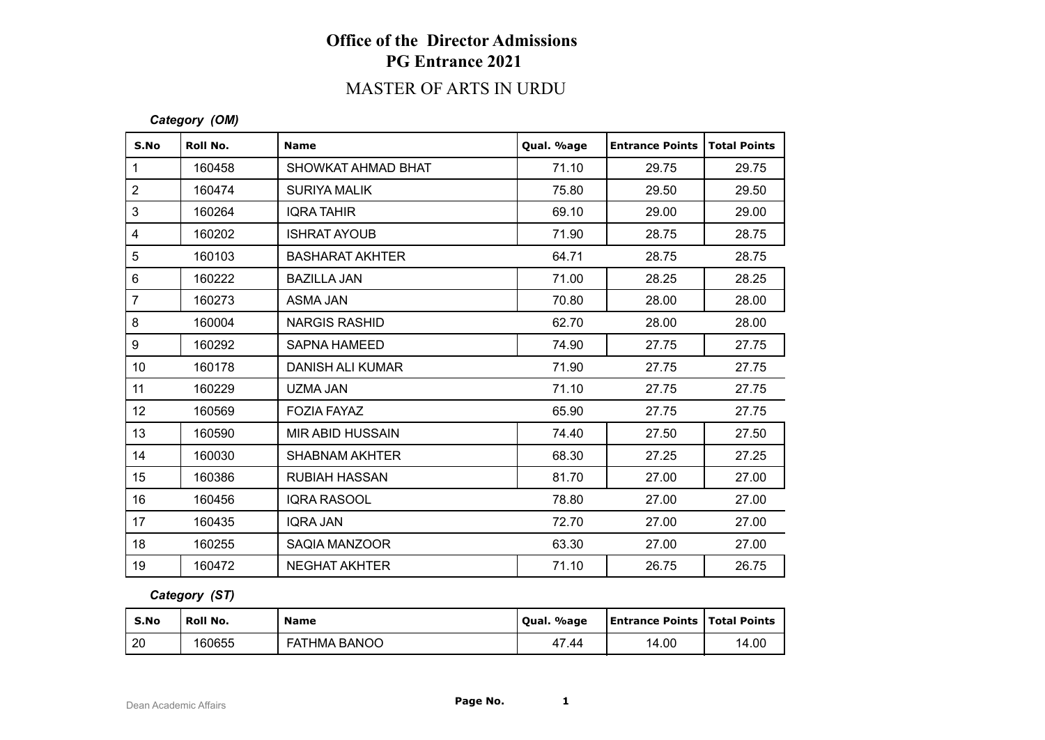# Office of the Director Admissions
## PG Entrance 2021
### MASTER OF ARTS IN URDU

*Category (OM)*

| S.No | Roll No. | Name | Qual. %age | Entrance Points | Total Points |
|---|---|---|---|---|---|
| 1 | 160458 | SHOWKAT AHMAD BHAT | 71.10 | 29.75 | 29.75 |
| 2 | 160474 | SURIYA MALIK | 75.80 | 29.50 | 29.50 |
| 3 | 160264 | IQRA TAHIR | 69.10 | 29.00 | 29.00 |
| 4 | 160202 | ISHRAT AYOUB | 71.90 | 28.75 | 28.75 |
| 5 | 160103 | BASHARAT AKHTER | 64.71 | 28.75 | 28.75 |
| 6 | 160222 | BAZILLA JAN | 71.00 | 28.25 | 28.25 |
| 7 | 160273 | ASMA JAN | 70.80 | 28.00 | 28.00 |
| 8 | 160004 | NARGIS RASHID | 62.70 | 28.00 | 28.00 |
| 9 | 160292 | SAPNA HAMEED | 74.90 | 27.75 | 27.75 |
| 10 | 160178 | DANISH ALI KUMAR | 71.90 | 27.75 | 27.75 |
| 11 | 160229 | UZMA JAN | 71.10 | 27.75 | 27.75 |
| 12 | 160569 | FOZIA FAYAZ | 65.90 | 27.75 | 27.75 |
| 13 | 160590 | MIR ABID HUSSAIN | 74.40 | 27.50 | 27.50 |
| 14 | 160030 | SHABNAM AKHTER | 68.30 | 27.25 | 27.25 |
| 15 | 160386 | RUBIAH HASSAN | 81.70 | 27.00 | 27.00 |
| 16 | 160456 | IQRA RASOOL | 78.80 | 27.00 | 27.00 |
| 17 | 160435 | IQRA JAN | 72.70 | 27.00 | 27.00 |
| 18 | 160255 | SAQIA MANZOOR | 63.30 | 27.00 | 27.00 |
| 19 | 160472 | NEGHAT AKHTER | 71.10 | 26.75 | 26.75 |

*Category (ST)*

| S.No | Roll No. | Name | Qual. %age | Entrance Points | Total Points |
|---|---|---|---|---|---|
| 20 | 160655 | FATHMA BANOO | 47.44 | 14.00 | 14.00 |

Dean Academic Affairs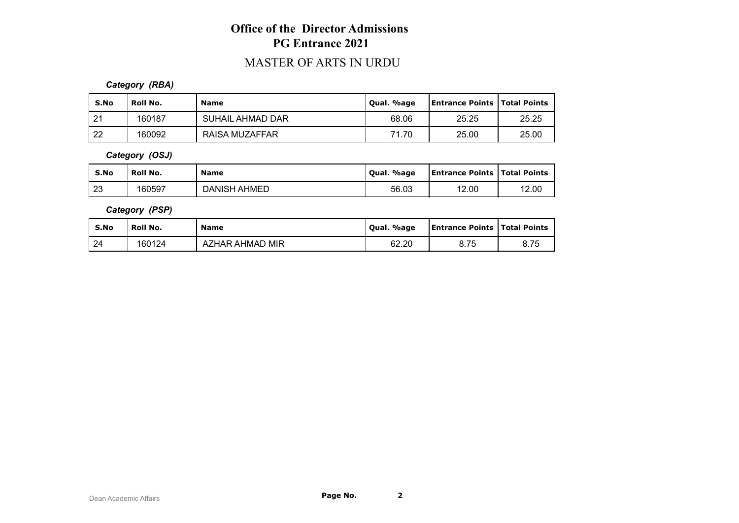# Office of the Director Admissions
# PG Entrance 2021

## MASTER OF ARTS IN URDU

***Category (RBA)***

| S.No | Roll No. | Name | Qual. %age | Entrance Points | Total Points |
|---|---|---|---|---|---|
| 21 | 160187 | SUHAIL AHMAD DAR | 68.06 | 25.25 | 25.25 |
| 22 | 160092 | RAISA MUZAFFAR | 71.70 | 25.00 | 25.00 |

***Category (OSJ)***

| S.No | Roll No. | Name | Qual. %age | Entrance Points | Total Points |
|---|---|---|---|---|---|
| 23 | 160597 | DANISH AHMED | 56.03 | 12.00 | 12.00 |

***Category (PSP)***

| S.No | Roll No. | Name | Qual. %age | Entrance Points | Total Points |
|---|---|---|---|---|---|
| 24 | 160124 | AZHAR AHMAD MIR | 62.20 | 8.75 | 8.75 |

Dean Academic Affairs